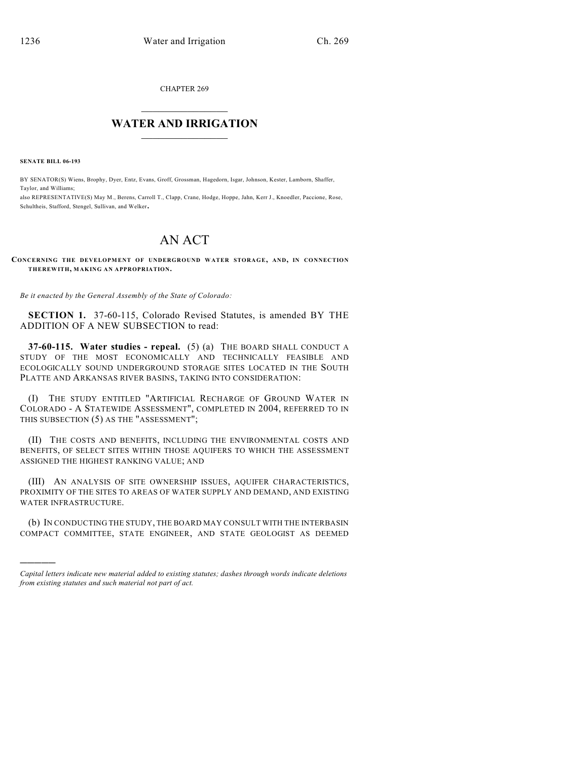CHAPTER 269

# WATER AND IRRIGATION

**SENATE BILL 06-193**

BY SENATOR(S) Wiens, Brophy, Dyer, Entz, Evans, Groff, Grossman, Hagedorn, Isgar, Johnson, Kester, Lamborn, Shaffer, Taylor, and Williams;
also REPRESENTATIVE(S) May M., Berens, Carroll T., Clapp, Crane, Hodge, Hoppe, Jahn, Kerr J., Knoedler, Paccione, Rose, Schultheis, Stafford, Stengel, Sullivan, and Welker.

# AN ACT

**CONCERNING THE DEVELOPMENT OF UNDERGROUND WATER STORAGE, AND, IN CONNECTION THEREWITH, MAKING AN APPROPRIATION.**

*Be it enacted by the General Assembly of the State of Colorado:*

**SECTION 1.** 37-60-115, Colorado Revised Statutes, is amended BY THE ADDITION OF A NEW SUBSECTION to read:

**37-60-115. Water studies - repeal.** (5) (a) THE BOARD SHALL CONDUCT A STUDY OF THE MOST ECONOMICALLY AND TECHNICALLY FEASIBLE AND ECOLOGICALLY SOUND UNDERGROUND STORAGE SITES LOCATED IN THE SOUTH PLATTE AND ARKANSAS RIVER BASINS, TAKING INTO CONSIDERATION:

(I) THE STUDY ENTITLED "ARTIFICIAL RECHARGE OF GROUND WATER IN COLORADO - A STATEWIDE ASSESSMENT", COMPLETED IN 2004, REFERRED TO IN THIS SUBSECTION (5) AS THE "ASSESSMENT";

(II) THE COSTS AND BENEFITS, INCLUDING THE ENVIRONMENTAL COSTS AND BENEFITS, OF SELECT SITES WITHIN THOSE AQUIFERS TO WHICH THE ASSESSMENT ASSIGNED THE HIGHEST RANKING VALUE; AND

(III) AN ANALYSIS OF SITE OWNERSHIP ISSUES, AQUIFER CHARACTERISTICS, PROXIMITY OF THE SITES TO AREAS OF WATER SUPPLY AND DEMAND, AND EXISTING WATER INFRASTRUCTURE.

(b) IN CONDUCTING THE STUDY, THE BOARD MAY CONSULT WITH THE INTERBASIN COMPACT COMMITTEE, STATE ENGINEER, AND STATE GEOLOGIST AS DEEMED

---

*Capital letters indicate new material added to existing statutes; dashes through words indicate deletions from existing statutes and such material not part of act.*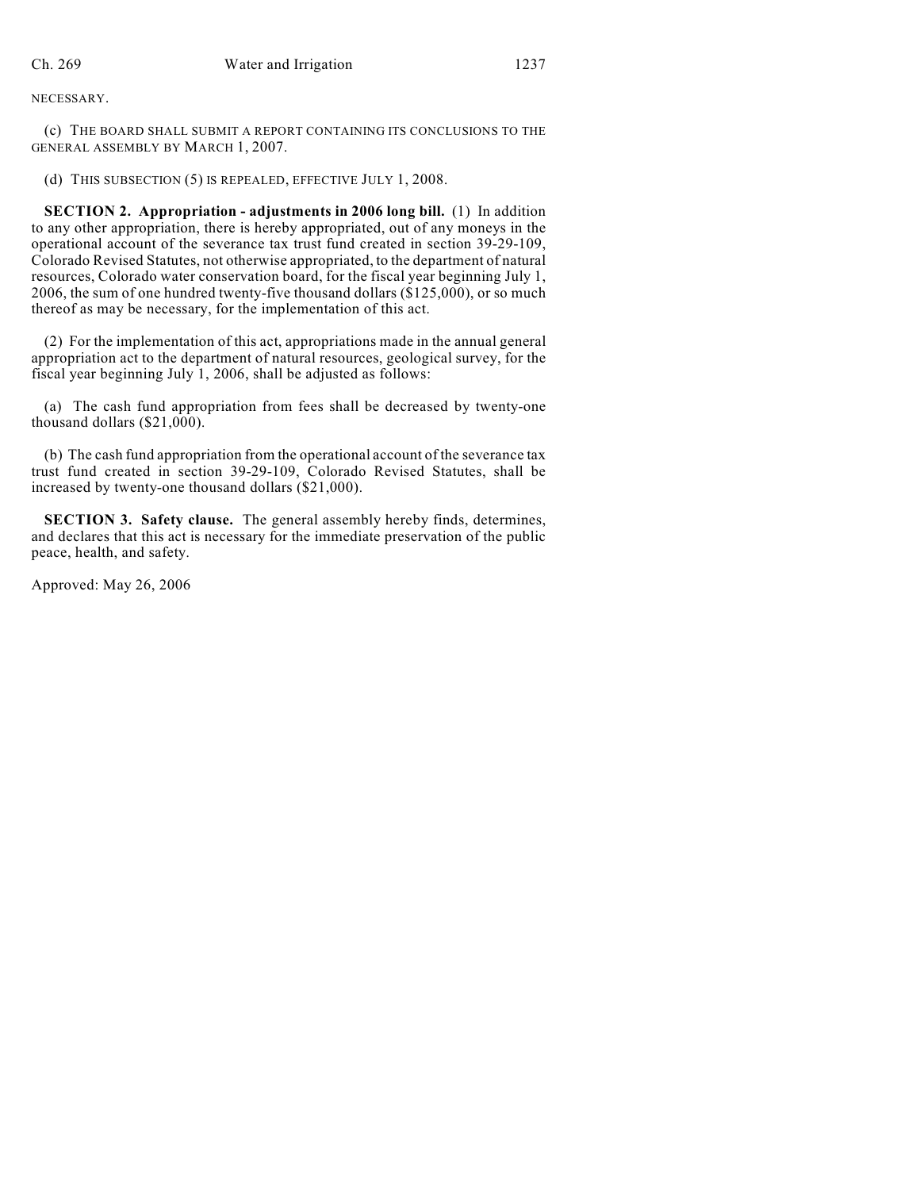NECESSARY.

(c) THE BOARD SHALL SUBMIT A REPORT CONTAINING ITS CONCLUSIONS TO THE GENERAL ASSEMBLY BY MARCH 1, 2007.

(d) THIS SUBSECTION (5) IS REPEALED, EFFECTIVE JULY 1, 2008.

**SECTION 2. Appropriation - adjustments in 2006 long bill.** (1) In addition to any other appropriation, there is hereby appropriated, out of any moneys in the operational account of the severance tax trust fund created in section 39-29-109, Colorado Revised Statutes, not otherwise appropriated, to the department of natural resources, Colorado water conservation board, for the fiscal year beginning July 1, 2006, the sum of one hundred twenty-five thousand dollars ($125,000), or so much thereof as may be necessary, for the implementation of this act.

(2) For the implementation of this act, appropriations made in the annual general appropriation act to the department of natural resources, geological survey, for the fiscal year beginning July 1, 2006, shall be adjusted as follows:

(a) The cash fund appropriation from fees shall be decreased by twenty-one thousand dollars ($21,000).

(b) The cash fund appropriation from the operational account of the severance tax trust fund created in section 39-29-109, Colorado Revised Statutes, shall be increased by twenty-one thousand dollars ($21,000).

**SECTION 3. Safety clause.** The general assembly hereby finds, determines, and declares that this act is necessary for the immediate preservation of the public peace, health, and safety.

Approved: May 26, 2006